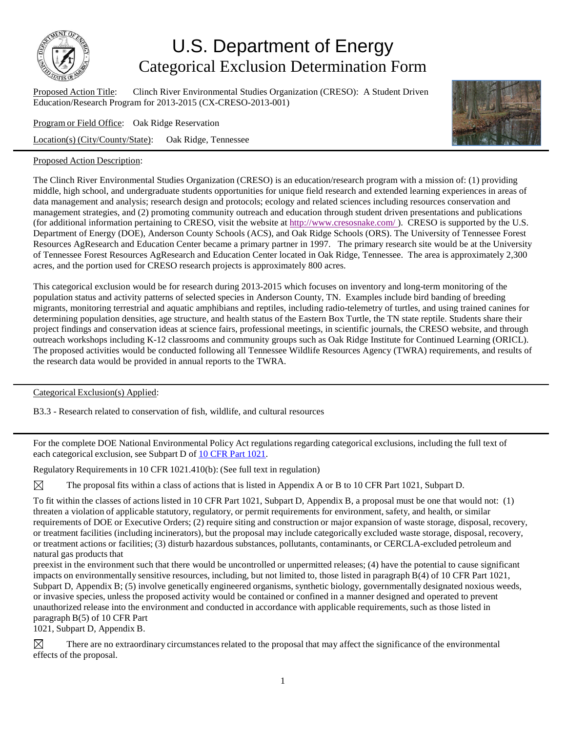# U.S. Department of Energy
## Categorical Exclusion Determination Form

Proposed Action Title: Clinch River Environmental Studies Organization (CRESO): A Student Driven Education/Research Program for 2013-2015 (CX-CRESO-2013-001)

Program or Field Office: Oak Ridge Reservation

Location(s) (City/County/State): Oak Ridge, Tennessee

Proposed Action Description:

The Clinch River Environmental Studies Organization (CRESO) is an education/research program with a mission of: (1) providing middle, high school, and undergraduate students opportunities for unique field research and extended learning experiences in areas of data management and analysis; research design and protocols; ecology and related sciences including resources conservation and management strategies, and (2) promoting community outreach and education through student driven presentations and publications (for additional information pertaining to CRESO, visit the website at http://www.cresosnake.com/ ). CRESO is supported by the U.S. Department of Energy (DOE), Anderson County Schools (ACS), and Oak Ridge Schools (ORS). The University of Tennessee Forest Resources AgResearch and Education Center became a primary partner in 1997. The primary research site would be at the University of Tennessee Forest Resources AgResearch and Education Center located in Oak Ridge, Tennessee. The area is approximately 2,300 acres, and the portion used for CRESO research projects is approximately 800 acres.

This categorical exclusion would be for research during 2013-2015 which focuses on inventory and long-term monitoring of the population status and activity patterns of selected species in Anderson County, TN. Examples include bird banding of breeding migrants, monitoring terrestrial and aquatic amphibians and reptiles, including radio-telemetry of turtles, and using trained canines for determining population densities, age structure, and health status of the Eastern Box Turtle, the TN state reptile. Students share their project findings and conservation ideas at science fairs, professional meetings, in scientific journals, the CRESO website, and through outreach workshops including K-12 classrooms and community groups such as Oak Ridge Institute for Continued Learning (ORICL). The proposed activities would be conducted following all Tennessee Wildlife Resources Agency (TWRA) requirements, and results of the research data would be provided in annual reports to the TWRA.

Categorical Exclusion(s) Applied:

B3.3 - Research related to conservation of fish, wildlife, and cultural resources

For the complete DOE National Environmental Policy Act regulations regarding categorical exclusions, including the full text of each categorical exclusion, see Subpart D of 10 CFR Part 1021.

Regulatory Requirements in 10 CFR 1021.410(b): (See full text in regulation)

☒ The proposal fits within a class of actions that is listed in Appendix A or B to 10 CFR Part 1021, Subpart D.

To fit within the classes of actions listed in 10 CFR Part 1021, Subpart D, Appendix B, a proposal must be one that would not: (1) threaten a violation of applicable statutory, regulatory, or permit requirements for environment, safety, and health, or similar requirements of DOE or Executive Orders; (2) require siting and construction or major expansion of waste storage, disposal, recovery, or treatment facilities (including incinerators), but the proposal may include categorically excluded waste storage, disposal, recovery, or treatment actions or facilities; (3) disturb hazardous substances, pollutants, contaminants, or CERCLA-excluded petroleum and natural gas products that preexist in the environment such that there would be uncontrolled or unpermitted releases; (4) have the potential to cause significant impacts on environmentally sensitive resources, including, but not limited to, those listed in paragraph B(4) of 10 CFR Part 1021, Subpart D, Appendix B; (5) involve genetically engineered organisms, synthetic biology, governmentally designated noxious weeds, or invasive species, unless the proposed activity would be contained or confined in a manner designed and operated to prevent unauthorized release into the environment and conducted in accordance with applicable requirements, such as those listed in paragraph B(5) of 10 CFR Part 1021, Subpart D, Appendix B.

☒ There are no extraordinary circumstances related to the proposal that may affect the significance of the environmental effects of the proposal.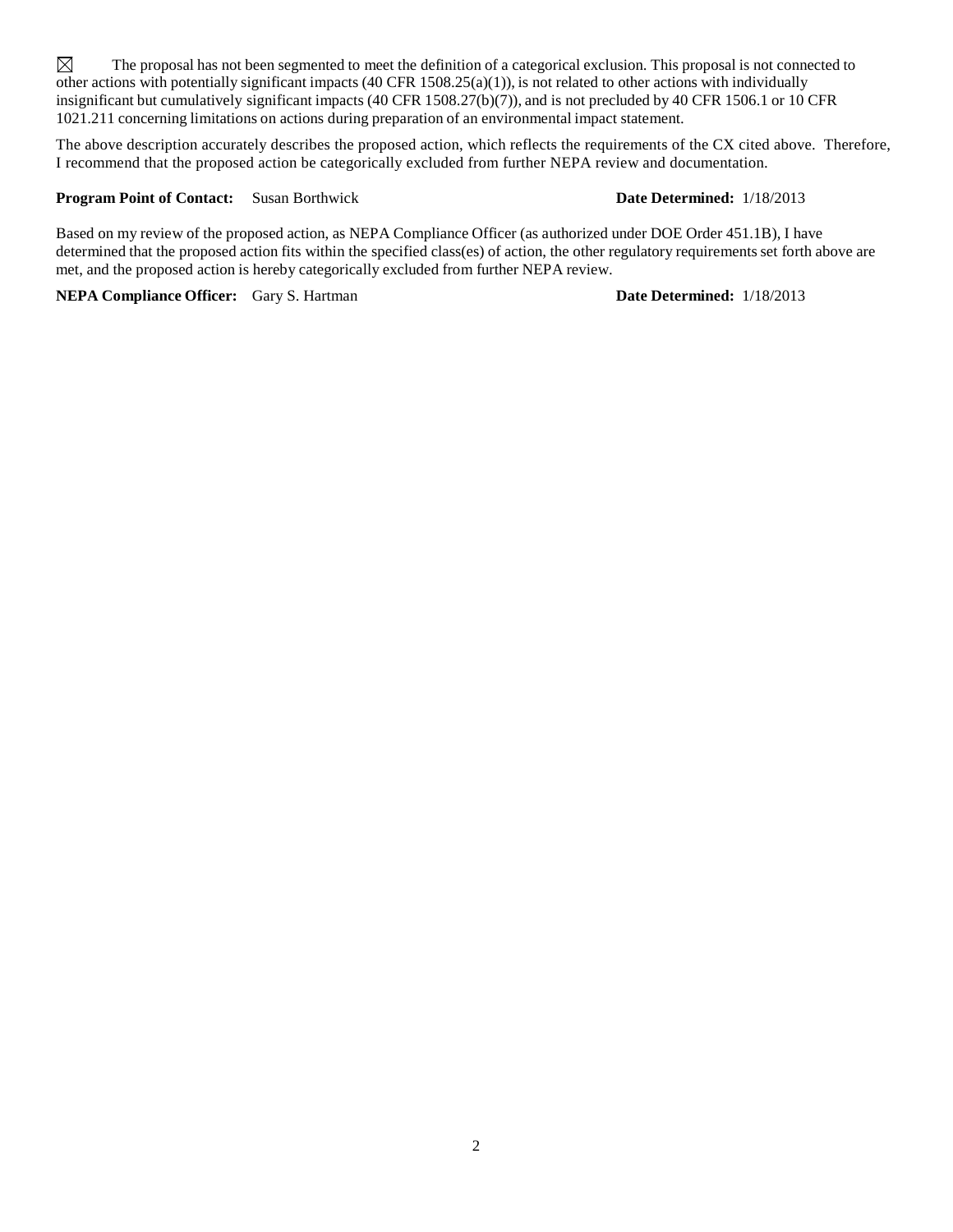☒ The proposal has not been segmented to meet the definition of a categorical exclusion. This proposal is not connected to other actions with potentially significant impacts (40 CFR 1508.25(a)(1)), is not related to other actions with individually insignificant but cumulatively significant impacts (40 CFR 1508.27(b)(7)), and is not precluded by 40 CFR 1506.1 or 10 CFR 1021.211 concerning limitations on actions during preparation of an environmental impact statement.

The above description accurately describes the proposed action, which reflects the requirements of the CX cited above. Therefore, I recommend that the proposed action be categorically excluded from further NEPA review and documentation.

**Program Point of Contact:** Susan Borthwick **Date Determined:** 1/18/2013

Based on my review of the proposed action, as NEPA Compliance Officer (as authorized under DOE Order 451.1B), I have determined that the proposed action fits within the specified class(es) of action, the other regulatory requirements set forth above are met, and the proposed action is hereby categorically excluded from further NEPA review.

**NEPA Compliance Officer:** Gary S. Hartman **Date Determined:** 1/18/2013